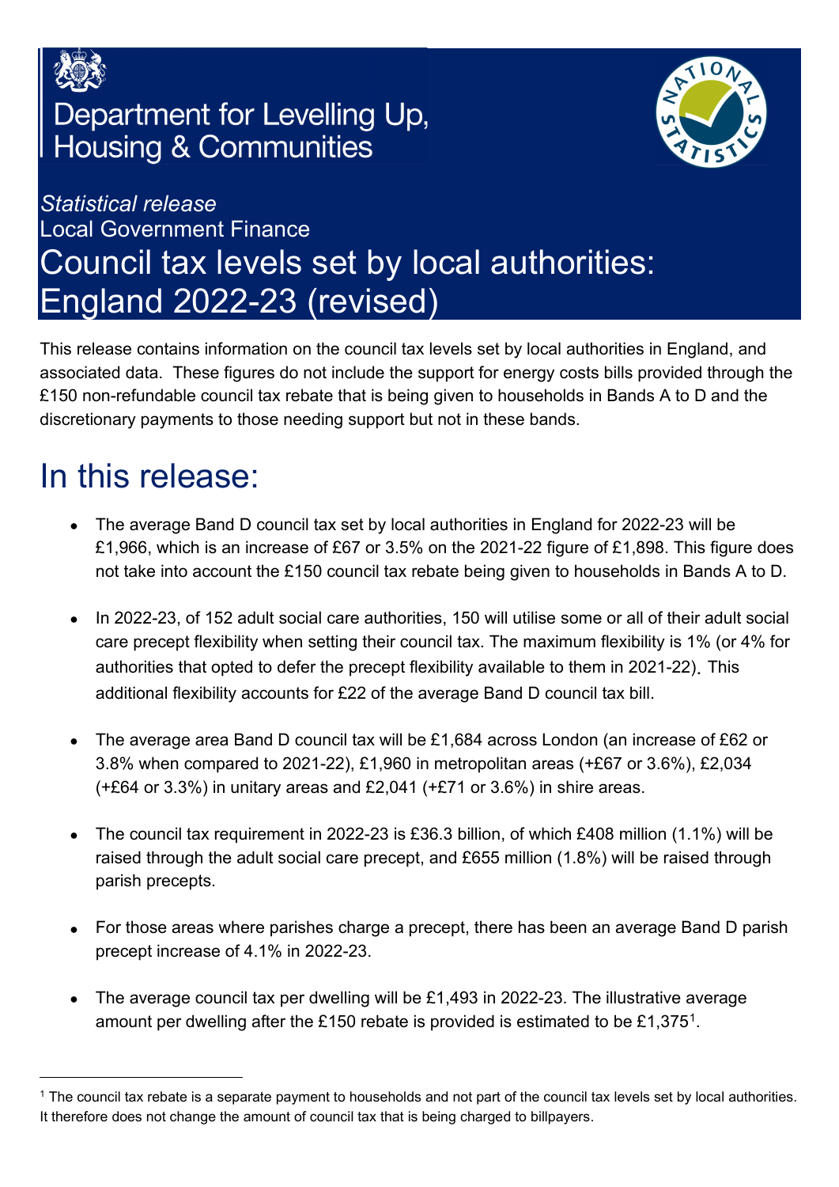Department for Levelling Up, Housing & Communities

*Statistical release*

Local Government Finance

# Council tax levels set by local authorities: England 2022-23 (revised)

This release contains information on the council tax levels set by local authorities in England, and associated data. These figures do not include the support for energy costs bills provided through the £150 non-refundable council tax rebate that is being given to households in Bands A to D and the discretionary payments to those needing support but not in these bands.

# In this release:

- The average Band D council tax set by local authorities in England for 2022-23 will be £1,966, which is an increase of £67 or 3.5% on the 2021-22 figure of £1,898. This figure does not take into account the £150 council tax rebate being given to households in Bands A to D.
- In 2022-23, of 152 adult social care authorities, 150 will utilise some or all of their adult social care precept flexibility when setting their council tax. The maximum flexibility is 1% (or 4% for authorities that opted to defer the precept flexibility available to them in 2021-22). This additional flexibility accounts for £22 of the average Band D council tax bill.
- The average area Band D council tax will be £1,684 across London (an increase of £62 or 3.8% when compared to 2021-22), £1,960 in metropolitan areas (+£67 or 3.6%), £2,034 (+£64 or 3.3%) in unitary areas and £2,041 (+£71 or 3.6%) in shire areas.
- The council tax requirement in 2022-23 is £36.3 billion, of which £408 million (1.1%) will be raised through the adult social care precept, and £655 million (1.8%) will be raised through parish precepts.
- For those areas where parishes charge a precept, there has been an average Band D parish precept increase of 4.1% in 2022-23.
- The average council tax per dwelling will be £1,493 in 2022-23. The illustrative average amount per dwelling after the £150 rebate is provided is estimated to be £1,375[1].

[1] The council tax rebate is a separate payment to households and not part of the council tax levels set by local authorities. It therefore does not change the amount of council tax that is being charged to billpayers.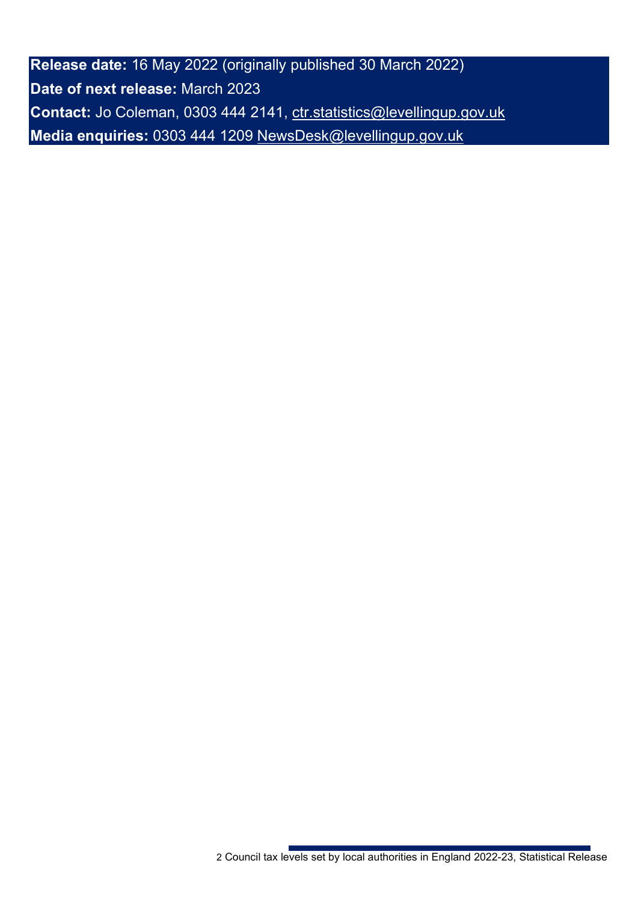**Release date:** 16 May 2022 (originally published 30 March 2022)

**Date of next release:** March 2023

**Contact:** Jo Coleman, 0303 444 2141, ctr.statistics@levellingup.gov.uk

**Media enquiries:** 0303 444 1209 NewsDesk@levellingup.gov.uk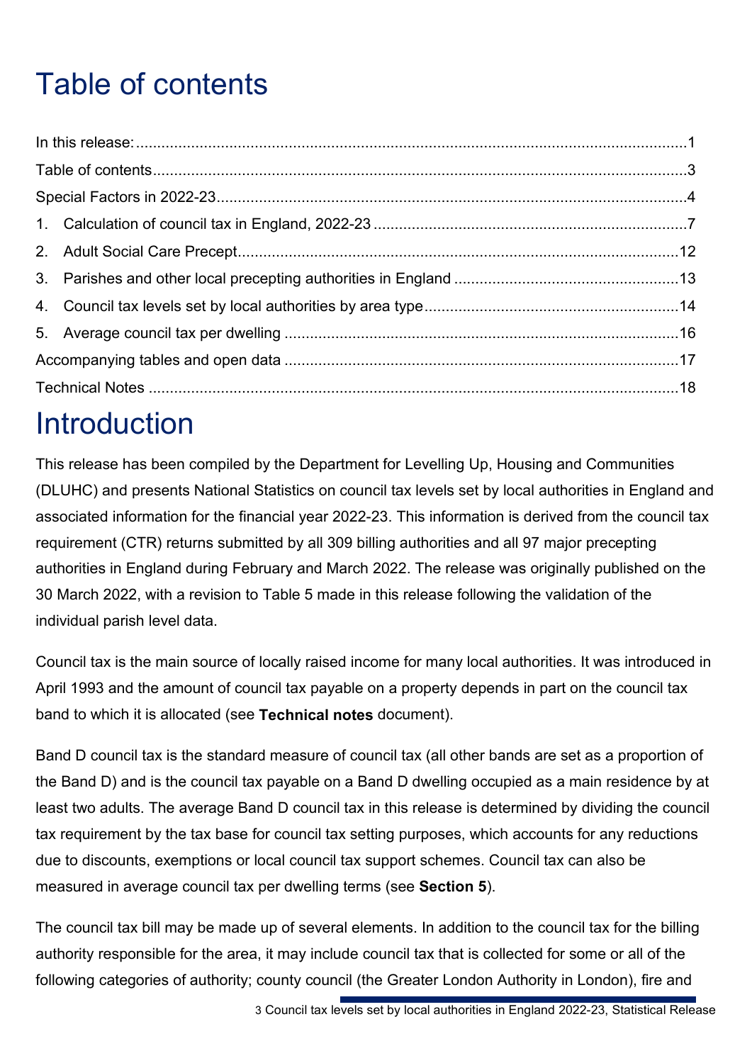# Table of contents

In this release: ....................................................................................................................1

Table of contents ....................................................................................................................3

Special Factors in 2022-23 ....................................................................................................................4

1. Calculation of council tax in England, 2022-23 ....................................................................................................................7
2. Adult Social Care Precept ....................................................................................................................12
3. Parishes and other local precepting authorities in England ....................................................................................................................13
4. Council tax levels set by local authorities by area type ....................................................................................................................14
5. Average council tax per dwelling ....................................................................................................................16

Accompanying tables and open data ....................................................................................................................17

Technical Notes ....................................................................................................................18

# Introduction

This release has been compiled by the Department for Levelling Up, Housing and Communities (DLUHC) and presents National Statistics on council tax levels set by local authorities in England and associated information for the financial year 2022-23. This information is derived from the council tax requirement (CTR) returns submitted by all 309 billing authorities and all 97 major precepting authorities in England during February and March 2022. The release was originally published on the 30 March 2022, with a revision to Table 5 made in this release following the validation of the individual parish level data.

Council tax is the main source of locally raised income for many local authorities. It was introduced in April 1993 and the amount of council tax payable on a property depends in part on the council tax band to which it is allocated (see **Technical notes** document).

Band D council tax is the standard measure of council tax (all other bands are set as a proportion of the Band D) and is the council tax payable on a Band D dwelling occupied as a main residence by at least two adults. The average Band D council tax in this release is determined by dividing the council tax requirement by the tax base for council tax setting purposes, which accounts for any reductions due to discounts, exemptions or local council tax support schemes. Council tax can also be measured in average council tax per dwelling terms (see **Section 5**).

The council tax bill may be made up of several elements. In addition to the council tax for the billing authority responsible for the area, it may include council tax that is collected for some or all of the following categories of authority; county council (the Greater London Authority in London), fire and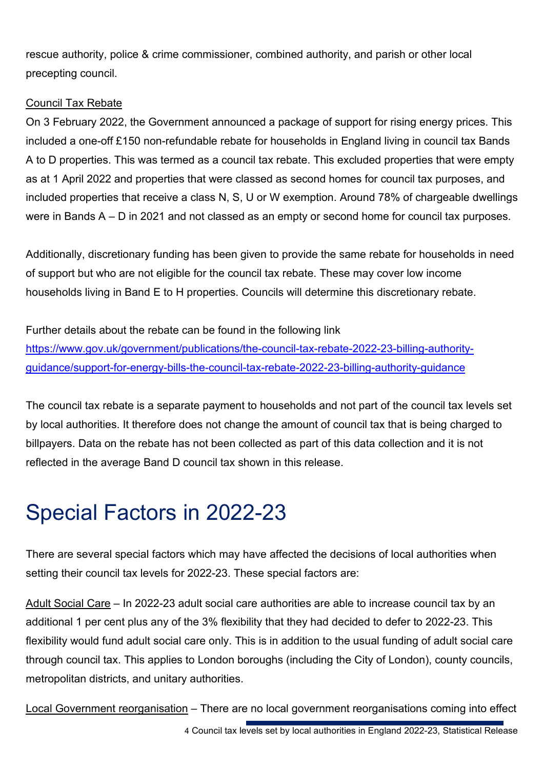rescue authority, police & crime commissioner, combined authority, and parish or other local precepting council.

Council Tax Rebate

On 3 February 2022, the Government announced a package of support for rising energy prices. This included a one-off £150 non-refundable rebate for households in England living in council tax Bands A to D properties. This was termed as a council tax rebate. This excluded properties that were empty as at 1 April 2022 and properties that were classed as second homes for council tax purposes, and included properties that receive a class N, S, U or W exemption. Around 78% of chargeable dwellings were in Bands A – D in 2021 and not classed as an empty or second home for council tax purposes.

Additionally, discretionary funding has been given to provide the same rebate for households in need of support but who are not eligible for the council tax rebate. These may cover low income households living in Band E to H properties. Councils will determine this discretionary rebate.

Further details about the rebate can be found in the following link [https://www.gov.uk/government/publications/the-council-tax-rebate-2022-23-billing-authority-guidance/support-for-energy-bills-the-council-tax-rebate-2022-23-billing-authority-guidance](https://www.gov.uk/government/publications/the-council-tax-rebate-2022-23-billing-authority-guidance/support-for-energy-bills-the-council-tax-rebate-2022-23-billing-authority-guidance)

The council tax rebate is a separate payment to households and not part of the council tax levels set by local authorities. It therefore does not change the amount of council tax that is being charged to billpayers. Data on the rebate has not been collected as part of this data collection and it is not reflected in the average Band D council tax shown in this release.

# Special Factors in 2022-23

There are several special factors which may have affected the decisions of local authorities when setting their council tax levels for 2022-23. These special factors are:

Adult Social Care – In 2022-23 adult social care authorities are able to increase council tax by an additional 1 per cent plus any of the 3% flexibility that they had decided to defer to 2022-23. This flexibility would fund adult social care only. This is in addition to the usual funding of adult social care through council tax. This applies to London boroughs (including the City of London), county councils, metropolitan districts, and unitary authorities.

Local Government reorganisation – There are no local government reorganisations coming into effect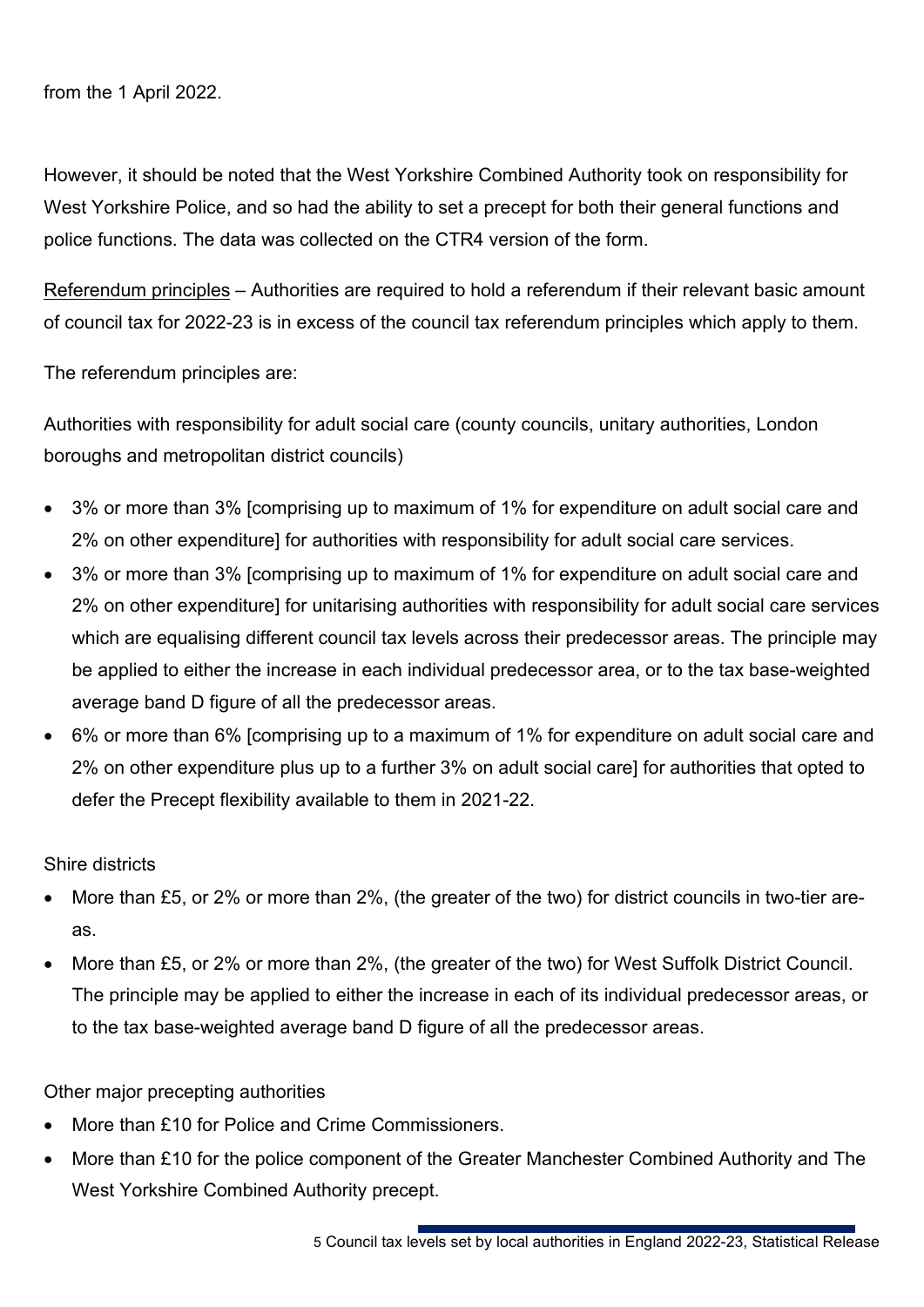from the 1 April 2022.

However, it should be noted that the West Yorkshire Combined Authority took on responsibility for West Yorkshire Police, and so had the ability to set a precept for both their general functions and police functions. The data was collected on the CTR4 version of the form.

Referendum principles – Authorities are required to hold a referendum if their relevant basic amount of council tax for 2022-23 is in excess of the council tax referendum principles which apply to them.

The referendum principles are:

Authorities with responsibility for adult social care (county councils, unitary authorities, London boroughs and metropolitan district councils)

- 3% or more than 3% [comprising up to maximum of 1% for expenditure on adult social care and 2% on other expenditure] for authorities with responsibility for adult social care services.
- 3% or more than 3% [comprising up to maximum of 1% for expenditure on adult social care and 2% on other expenditure] for unitarising authorities with responsibility for adult social care services which are equalising different council tax levels across their predecessor areas. The principle may be applied to either the increase in each individual predecessor area, or to the tax base-weighted average band D figure of all the predecessor areas.
- 6% or more than 6% [comprising up to a maximum of 1% for expenditure on adult social care and 2% on other expenditure plus up to a further 3% on adult social care] for authorities that opted to defer the Precept flexibility available to them in 2021-22.

Shire districts

- More than £5, or 2% or more than 2%, (the greater of the two) for district councils in two-tier areas.
- More than £5, or 2% or more than 2%, (the greater of the two) for West Suffolk District Council. The principle may be applied to either the increase in each of its individual predecessor areas, or to the tax base-weighted average band D figure of all the predecessor areas.

Other major precepting authorities

- More than £10 for Police and Crime Commissioners.
- More than £10 for the police component of the Greater Manchester Combined Authority and The West Yorkshire Combined Authority precept.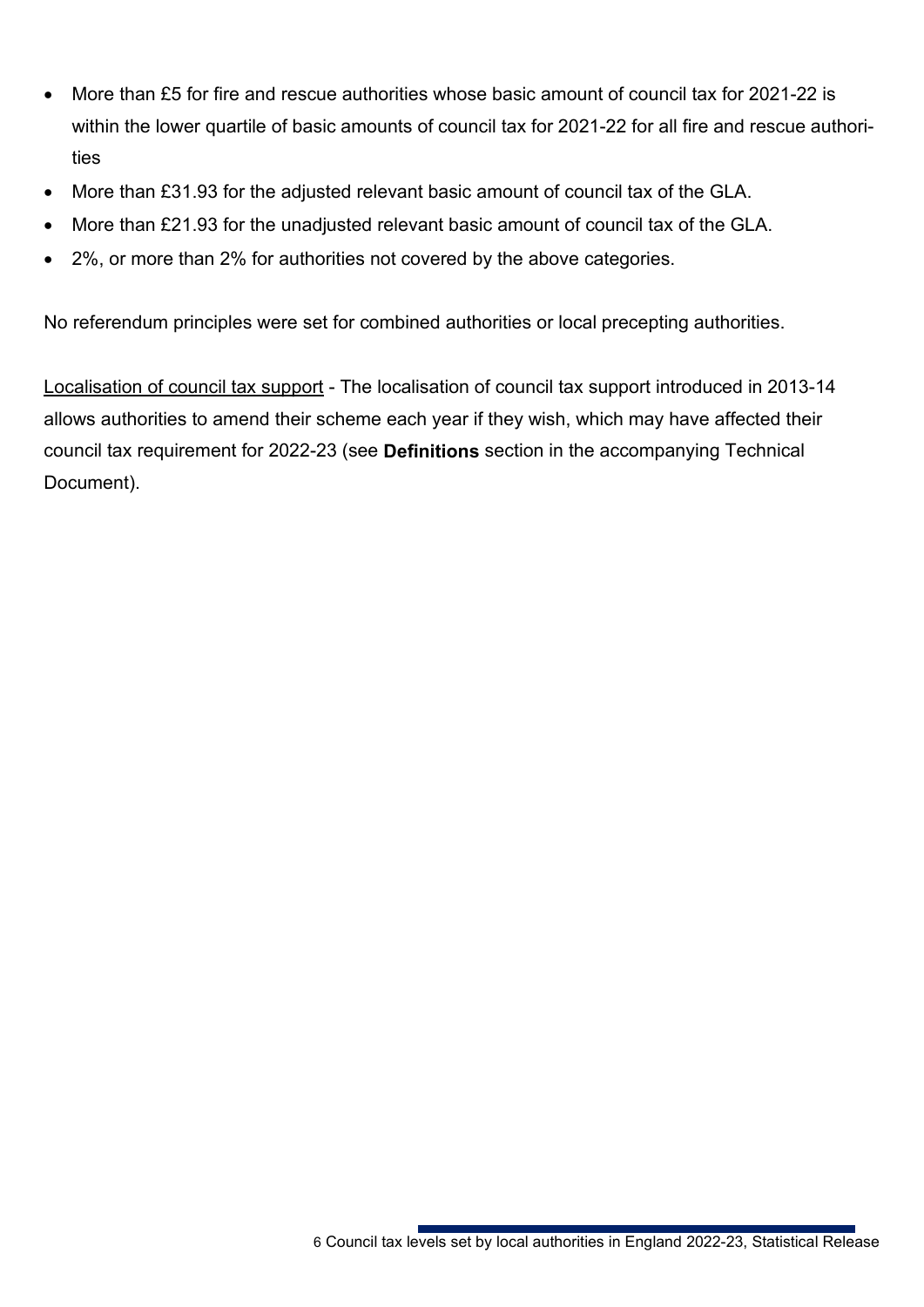- More than £5 for fire and rescue authorities whose basic amount of council tax for 2021-22 is within the lower quartile of basic amounts of council tax for 2021-22 for all fire and rescue authorities
- More than £31.93 for the adjusted relevant basic amount of council tax of the GLA.
- More than £21.93 for the unadjusted relevant basic amount of council tax of the GLA.
- 2%, or more than 2% for authorities not covered by the above categories.

No referendum principles were set for combined authorities or local precepting authorities.

Localisation of council tax support - The localisation of council tax support introduced in 2013-14 allows authorities to amend their scheme each year if they wish, which may have affected their council tax requirement for 2022-23 (see **Definitions** section in the accompanying Technical Document).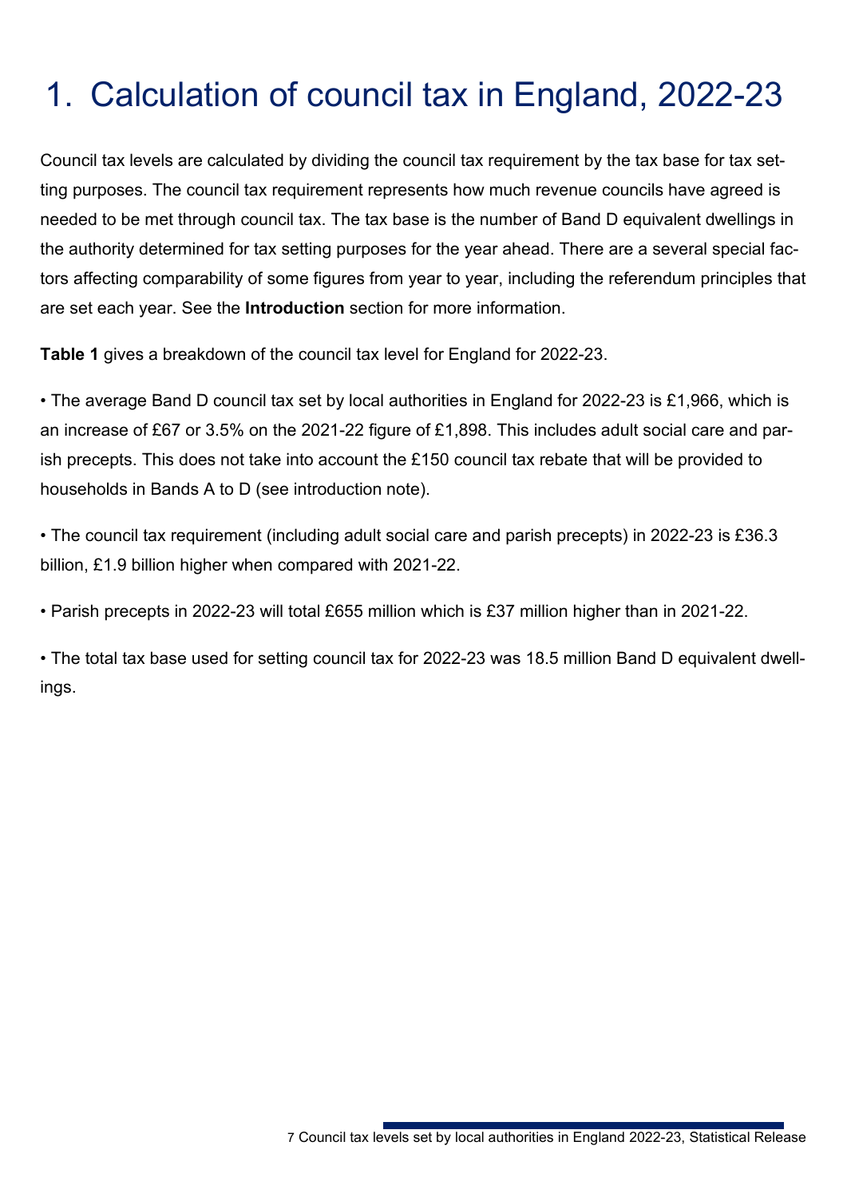# 1. Calculation of council tax in England, 2022-23

Council tax levels are calculated by dividing the council tax requirement by the tax base for tax setting purposes. The council tax requirement represents how much revenue councils have agreed is needed to be met through council tax. The tax base is the number of Band D equivalent dwellings in the authority determined for tax setting purposes for the year ahead. There are a several special factors affecting comparability of some figures from year to year, including the referendum principles that are set each year. See the **Introduction** section for more information.

**Table 1** gives a breakdown of the council tax level for England for 2022-23.

- The average Band D council tax set by local authorities in England for 2022-23 is £1,966, which is an increase of £67 or 3.5% on the 2021-22 figure of £1,898. This includes adult social care and parish precepts. This does not take into account the £150 council tax rebate that will be provided to households in Bands A to D (see introduction note).

- The council tax requirement (including adult social care and parish precepts) in 2022-23 is £36.3 billion, £1.9 billion higher when compared with 2021-22.

- Parish precepts in 2022-23 will total £655 million which is £37 million higher than in 2021-22.

- The total tax base used for setting council tax for 2022-23 was 18.5 million Band D equivalent dwellings.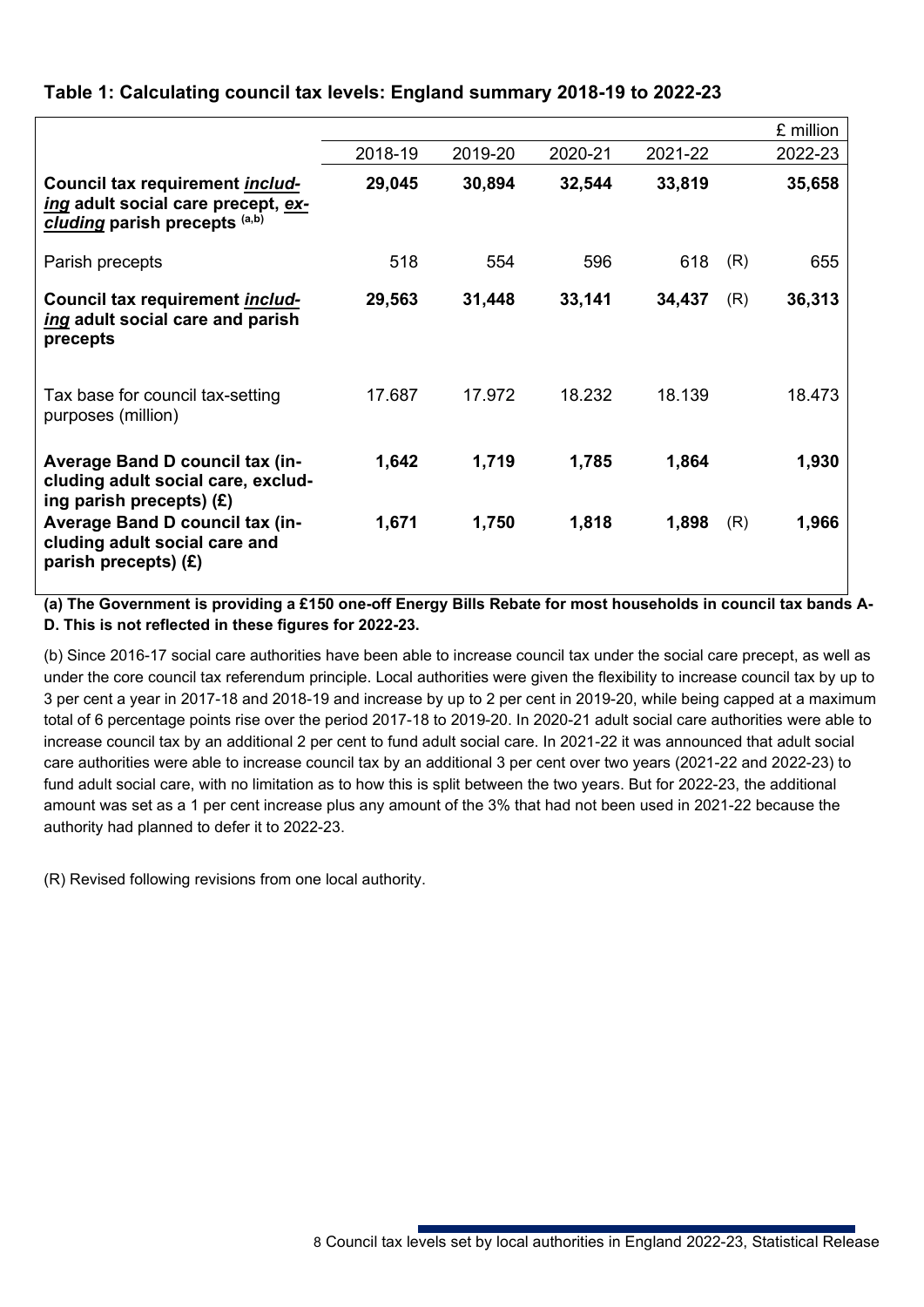### Table 1: Calculating council tax levels: England summary 2018-19 to 2022-23

| | 2018-19 | 2019-20 | 2020-21 | 2021-22 | | 2022-23 |
|---|---|---|---|---|---|---|
| | | | | | | £ million |
| **Council tax requirement *including* adult social care precept, *excluding* parish precepts [(a,b)]** | **29,045** | **30,894** | **32,544** | **33,819** | | **35,658** |
| Parish precepts | 518 | 554 | 596 | 618 | (R) | 655 |
| **Council tax requirement *including* adult social care and parish precepts** | **29,563** | **31,448** | **33,141** | **34,437** | (R) | **36,313** |
| Tax base for council tax-setting purposes (million) | 17.687 | 17.972 | 18.232 | 18.139 | | 18.473 |
| **Average Band D council tax (including adult social care, excluding parish precepts) (£)** | **1,642** | **1,719** | **1,785** | **1,864** | | **1,930** |
| **Average Band D council tax (including adult social care and parish precepts) (£)** | **1,671** | **1,750** | **1,818** | **1,898** | (R) | **1,966** |

**(a) The Government is providing a £150 one-off Energy Bills Rebate for most households in council tax bands A-D. This is not reflected in these figures for 2022-23.**

(b) Since 2016-17 social care authorities have been able to increase council tax under the social care precept, as well as under the core council tax referendum principle. Local authorities were given the flexibility to increase council tax by up to 3 per cent a year in 2017-18 and 2018-19 and increase by up to 2 per cent in 2019-20, while being capped at a maximum total of 6 percentage points rise over the period 2017-18 to 2019-20. In 2020-21 adult social care authorities were able to increase council tax by an additional 2 per cent to fund adult social care. In 2021-22 it was announced that adult social care authorities were able to increase council tax by an additional 3 per cent over two years (2021-22 and 2022-23) to fund adult social care, with no limitation as to how this is split between the two years. But for 2022-23, the additional amount was set as a 1 per cent increase plus any amount of the 3% that had not been used in 2021-22 because the authority had planned to defer it to 2022-23.

(R) Revised following revisions from one local authority.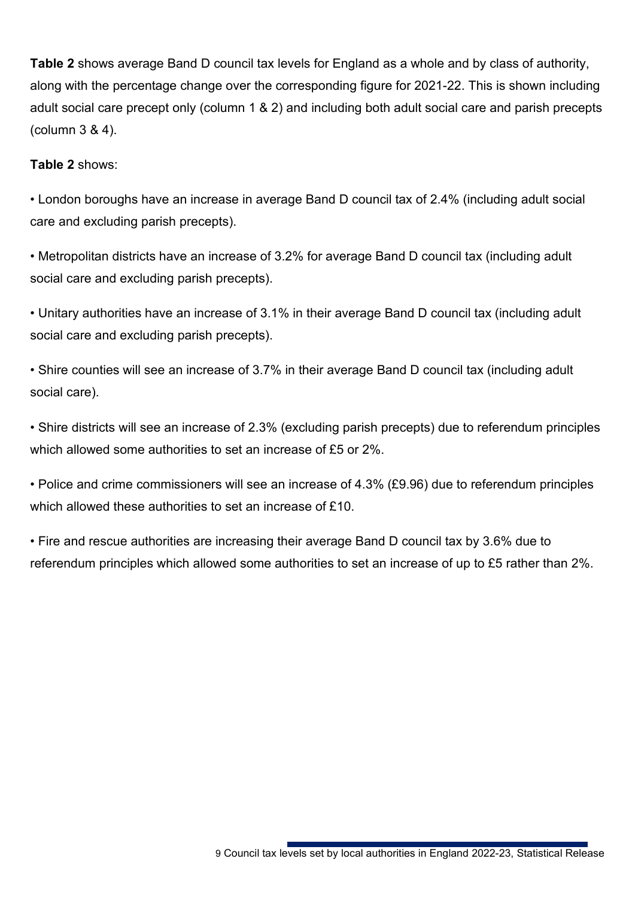**Table 2** shows average Band D council tax levels for England as a whole and by class of authority, along with the percentage change over the corresponding figure for 2021-22. This is shown including adult social care precept only (column 1 & 2) and including both adult social care and parish precepts (column 3 & 4).

**Table 2** shows:

- London boroughs have an increase in average Band D council tax of 2.4% (including adult social care and excluding parish precepts).
- Metropolitan districts have an increase of 3.2% for average Band D council tax (including adult social care and excluding parish precepts).
- Unitary authorities have an increase of 3.1% in their average Band D council tax (including adult social care and excluding parish precepts).
- Shire counties will see an increase of 3.7% in their average Band D council tax (including adult social care).
- Shire districts will see an increase of 2.3% (excluding parish precepts) due to referendum principles which allowed some authorities to set an increase of £5 or 2%.
- Police and crime commissioners will see an increase of 4.3% (£9.96) due to referendum principles which allowed these authorities to set an increase of £10.
- Fire and rescue authorities are increasing their average Band D council tax by 3.6% due to referendum principles which allowed some authorities to set an increase of up to £5 rather than 2%.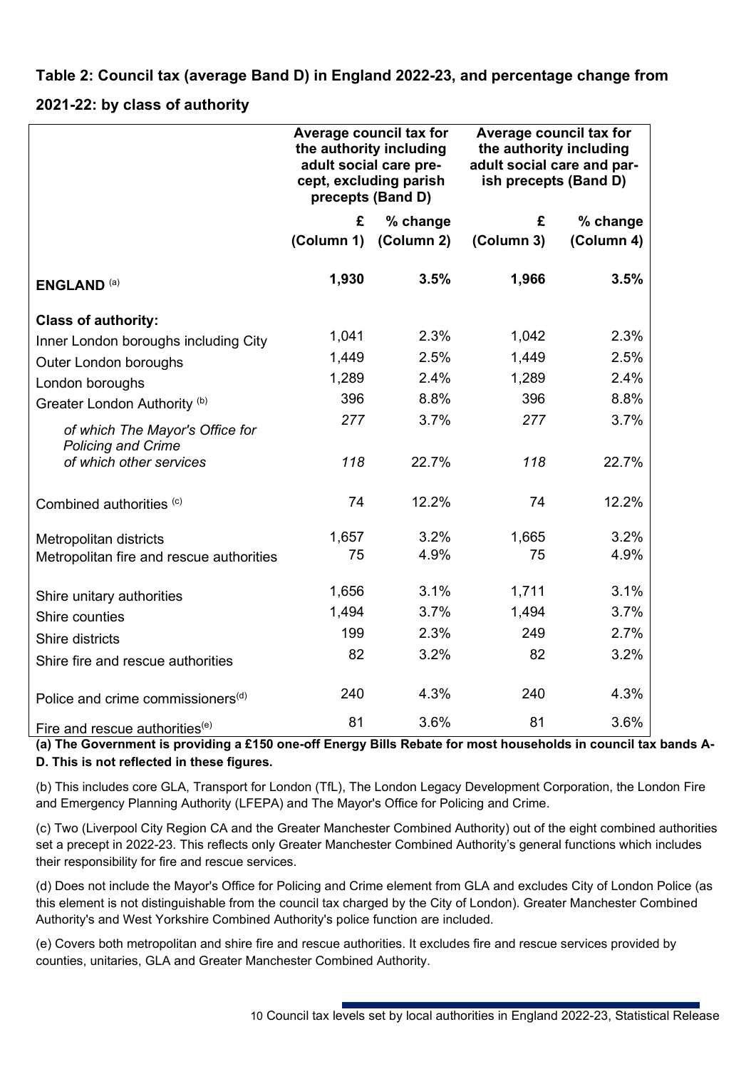**Table 2: Council tax (average Band D) in England 2022-23, and percentage change from 2021-22: by class of authority**

| | Average council tax for the authority including adult social care precept, excluding parish precepts (Band D) | | Average council tax for the authority including adult social care and parish precepts (Band D) | |
|---|---|---|---|---|
| | £ (Column 1) | % change (Column 2) | £ (Column 3) | % change (Column 4) |
| **ENGLAND** (a) | **1,930** | **3.5%** | **1,966** | **3.5%** |
| **Class of authority:** | | | | |
| Inner London boroughs including City | 1,041 | 2.3% | 1,042 | 2.3% |
| Outer London boroughs | 1,449 | 2.5% | 1,449 | 2.5% |
| London boroughs | 1,289 | 2.4% | 1,289 | 2.4% |
| Greater London Authority (b) | 396 | 8.8% | 396 | 8.8% |
| *of which The Mayor's Office for Policing and Crime* | *277* | 3.7% | *277* | 3.7% |
| *of which other services* | *118* | 22.7% | *118* | 22.7% |
| Combined authorities (c) | 74 | 12.2% | 74 | 12.2% |
| Metropolitan districts | 1,657 | 3.2% | 1,665 | 3.2% |
| Metropolitan fire and rescue authorities | 75 | 4.9% | 75 | 4.9% |
| Shire unitary authorities | 1,656 | 3.1% | 1,711 | 3.1% |
| Shire counties | 1,494 | 3.7% | 1,494 | 3.7% |
| Shire districts | 199 | 2.3% | 249 | 2.7% |
| Shire fire and rescue authorities | 82 | 3.2% | 82 | 3.2% |
| Police and crime commissioners (d) | 240 | 4.3% | 240 | 4.3% |
| Fire and rescue authorities (e) | 81 | 3.6% | 81 | 3.6% |

**(a) The Government is providing a £150 one-off Energy Bills Rebate for most households in council tax bands A-D. This is not reflected in these figures.**

(b) This includes core GLA, Transport for London (TfL), The London Legacy Development Corporation, the London Fire and Emergency Planning Authority (LFEPA) and The Mayor's Office for Policing and Crime.

(c) Two (Liverpool City Region CA and the Greater Manchester Combined Authority) out of the eight combined authorities set a precept in 2022-23. This reflects only Greater Manchester Combined Authority's general functions which includes their responsibility for fire and rescue services.

(d) Does not include the Mayor's Office for Policing and Crime element from GLA and excludes City of London Police (as this element is not distinguishable from the council tax charged by the City of London). Greater Manchester Combined Authority's and West Yorkshire Combined Authority's police function are included.

(e) Covers both metropolitan and shire fire and rescue authorities. It excludes fire and rescue services provided by counties, unitaries, GLA and Greater Manchester Combined Authority.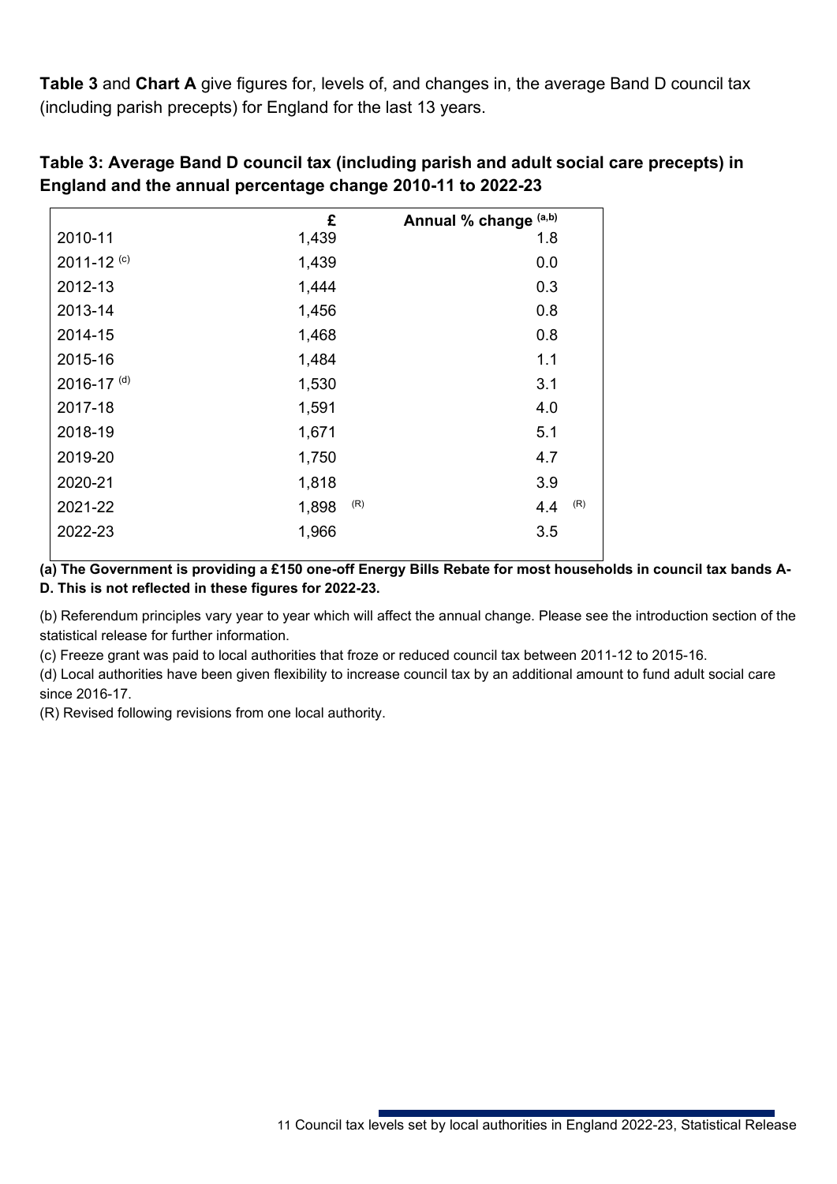**Table 3** and **Chart A** give figures for, levels of, and changes in, the average Band D council tax (including parish precepts) for England for the last 13 years.

**Table 3: Average Band D council tax (including parish and adult social care precepts) in England and the annual percentage change 2010-11 to 2022-23**

| | £ | Annual % change [(a,b)] |
|---|---|---|
| 2010-11 | 1,439 | 1.8 |
| 2011-12 [(c)] | 1,439 | 0.0 |
| 2012-13 | 1,444 | 0.3 |
| 2013-14 | 1,456 | 0.8 |
| 2014-15 | 1,468 | 0.8 |
| 2015-16 | 1,484 | 1.1 |
| 2016-17 [(d)] | 1,530 | 3.1 |
| 2017-18 | 1,591 | 4.0 |
| 2018-19 | 1,671 | 5.1 |
| 2019-20 | 1,750 | 4.7 |
| 2020-21 | 1,818 | 3.9 |
| 2021-22 | 1,898 [(R)] | 4.4 [(R)] |
| 2022-23 | 1,966 | 3.5 |

**(a) The Government is providing a £150 one-off Energy Bills Rebate for most households in council tax bands A-D. This is not reflected in these figures for 2022-23.**

(b) Referendum principles vary year to year which will affect the annual change. Please see the introduction section of the statistical release for further information.

(c) Freeze grant was paid to local authorities that froze or reduced council tax between 2011-12 to 2015-16.

(d) Local authorities have been given flexibility to increase council tax by an additional amount to fund adult social care since 2016-17.

(R) Revised following revisions from one local authority.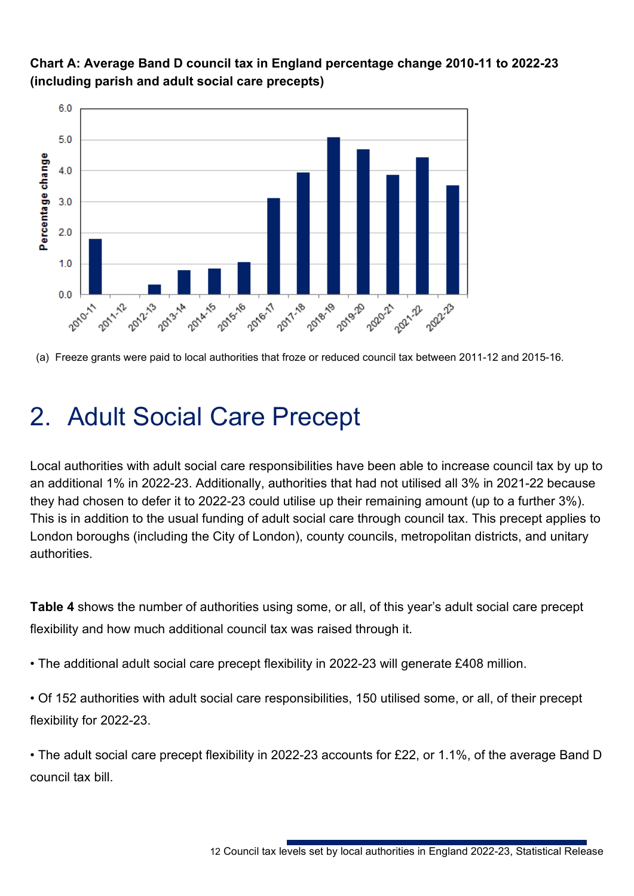**Chart A: Average Band D council tax in England percentage change 2010-11 to 2022-23 (including parish and adult social care precepts)**

(a) Freeze grants were paid to local authorities that froze or reduced council tax between 2011-12 and 2015-16.

# 2. Adult Social Care Precept

Local authorities with adult social care responsibilities have been able to increase council tax by up to an additional 1% in 2022-23. Additionally, authorities that had not utilised all 3% in 2021-22 because they had chosen to defer it to 2022-23 could utilise up their remaining amount (up to a further 3%). This is in addition to the usual funding of adult social care through council tax. This precept applies to London boroughs (including the City of London), county councils, metropolitan districts, and unitary authorities.

**Table 4** shows the number of authorities using some, or all, of this year's adult social care precept flexibility and how much additional council tax was raised through it.

- The additional adult social care precept flexibility in 2022-23 will generate £408 million.
- Of 152 authorities with adult social care responsibilities, 150 utilised some, or all, of their precept flexibility for 2022-23.
- The adult social care precept flexibility in 2022-23 accounts for £22, or 1.1%, of the average Band D council tax bill.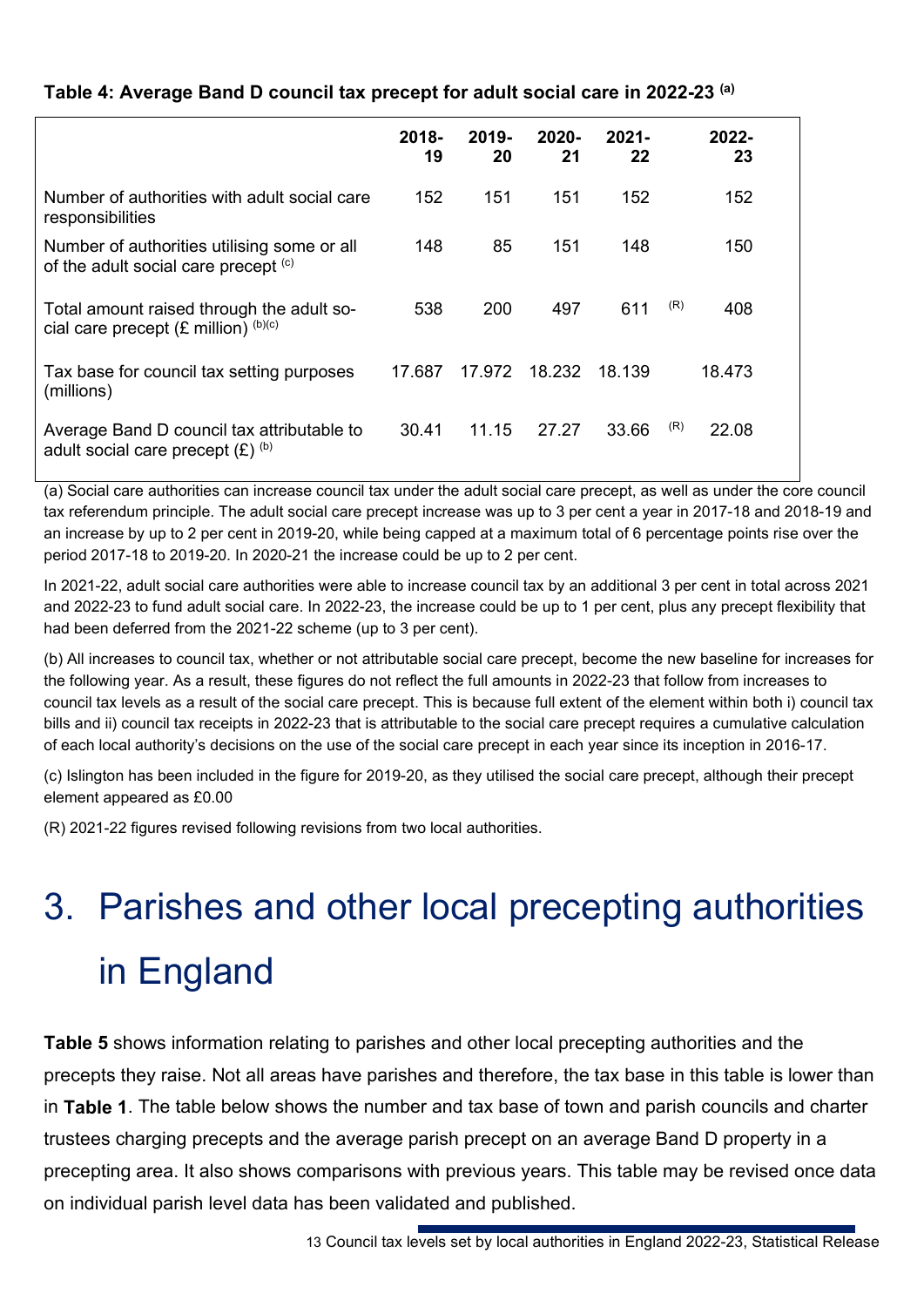**Table 4: Average Band D council tax precept for adult social care in 2022-23** [(a)]

| | 2018-19 | 2019-20 | 2020-21 | 2021-22 | | 2022-23 |
|---|---|---|---|---|---|---|
| Number of authorities with adult social care responsibilities | 152 | 151 | 151 | 152 | | 152 |
| Number of authorities utilising some or all of the adult social care precept [(c)] | 148 | 85 | 151 | 148 | | 150 |
| Total amount raised through the adult social care precept (£ million) [(b)(c)] | 538 | 200 | 497 | 611 | (R) | 408 |
| Tax base for council tax setting purposes (millions) | 17.687 | 17.972 | 18.232 | 18.139 | | 18.473 |
| Average Band D council tax attributable to adult social care precept (£) [(b)] | 30.41 | 11.15 | 27.27 | 33.66 | (R) | 22.08 |

(a) Social care authorities can increase council tax under the adult social care precept, as well as under the core council tax referendum principle. The adult social care precept increase was up to 3 per cent a year in 2017-18 and 2018-19 and an increase by up to 2 per cent in 2019-20, while being capped at a maximum total of 6 percentage points rise over the period 2017-18 to 2019-20. In 2020-21 the increase could be up to 2 per cent.

In 2021-22, adult social care authorities were able to increase council tax by an additional 3 per cent in total across 2021 and 2022-23 to fund adult social care. In 2022-23, the increase could be up to 1 per cent, plus any precept flexibility that had been deferred from the 2021-22 scheme (up to 3 per cent).

(b) All increases to council tax, whether or not attributable social care precept, become the new baseline for increases for the following year. As a result, these figures do not reflect the full amounts in 2022-23 that follow from increases to council tax levels as a result of the social care precept. This is because full extent of the element within both i) council tax bills and ii) council tax receipts in 2022-23 that is attributable to the social care precept requires a cumulative calculation of each local authority's decisions on the use of the social care precept in each year since its inception in 2016-17.

(c) Islington has been included in the figure for 2019-20, as they utilised the social care precept, although their precept element appeared as £0.00

(R) 2021-22 figures revised following revisions from two local authorities.

# 3. Parishes and other local precepting authorities in England

**Table 5** shows information relating to parishes and other local precepting authorities and the precepts they raise. Not all areas have parishes and therefore, the tax base in this table is lower than in **Table 1**. The table below shows the number and tax base of town and parish councils and charter trustees charging precepts and the average parish precept on an average Band D property in a precepting area. It also shows comparisons with previous years. This table may be revised once data on individual parish level data has been validated and published.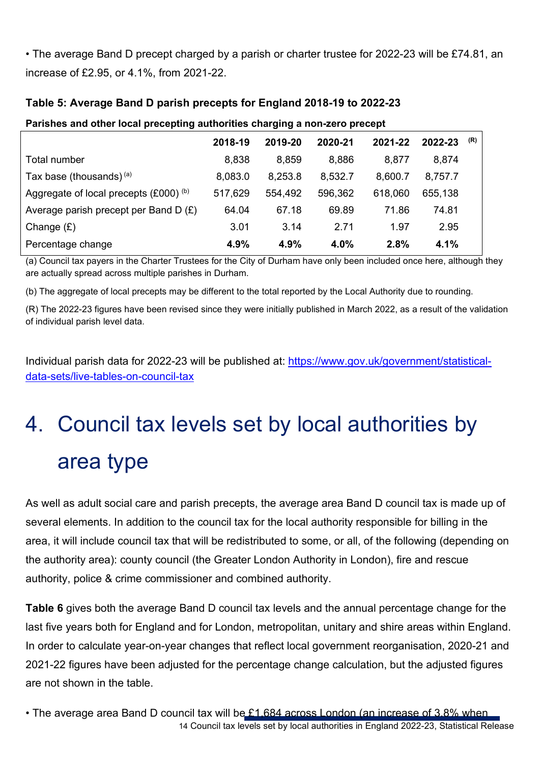• The average Band D precept charged by a parish or charter trustee for 2022-23 will be £74.81, an increase of £2.95, or 4.1%, from 2021-22.

**Table 5: Average Band D parish precepts for England 2018-19 to 2022-23**

**Parishes and other local precepting authorities charging a non-zero precept**

| | 2018-19 | 2019-20 | 2020-21 | 2021-22 | 2022-23 (R) |
|---|---|---|---|---|---|
| Total number | 8,838 | 8,859 | 8,886 | 8,877 | 8,874 |
| Tax base (thousands) (a) | 8,083.0 | 8,253.8 | 8,532.7 | 8,600.7 | 8,757.7 |
| Aggregate of local precepts (£000) (b) | 517,629 | 554,492 | 596,362 | 618,060 | 655,138 |
| Average parish precept per Band D (£) | 64.04 | 67.18 | 69.89 | 71.86 | 74.81 |
| Change (£) | 3.01 | 3.14 | 2.71 | 1.97 | 2.95 |
| Percentage change | **4.9%** | **4.9%** | **4.0%** | **2.8%** | **4.1%** |

(a) Council tax payers in the Charter Trustees for the City of Durham have only been included once here, although they are actually spread across multiple parishes in Durham.

(b) The aggregate of local precepts may be different to the total reported by the Local Authority due to rounding.

(R) The 2022-23 figures have been revised since they were initially published in March 2022, as a result of the validation of individual parish level data.

Individual parish data for 2022-23 will be published at: https://www.gov.uk/government/statistical-data-sets/live-tables-on-council-tax

# 4. Council tax levels set by local authorities by area type

As well as adult social care and parish precepts, the average area Band D council tax is made up of several elements. In addition to the council tax for the local authority responsible for billing in the area, it will include council tax that will be redistributed to some, or all, of the following (depending on the authority area): county council (the Greater London Authority in London), fire and rescue authority, police & crime commissioner and combined authority.

**Table 6** gives both the average Band D council tax levels and the annual percentage change for the last five years both for England and for London, metropolitan, unitary and shire areas within England. In order to calculate year-on-year changes that reflect local government reorganisation, 2020-21 and 2021-22 figures have been adjusted for the percentage change calculation, but the adjusted figures are not shown in the table.

• The average area Band D council tax will be £1,684 across London (an increase of 3.8% when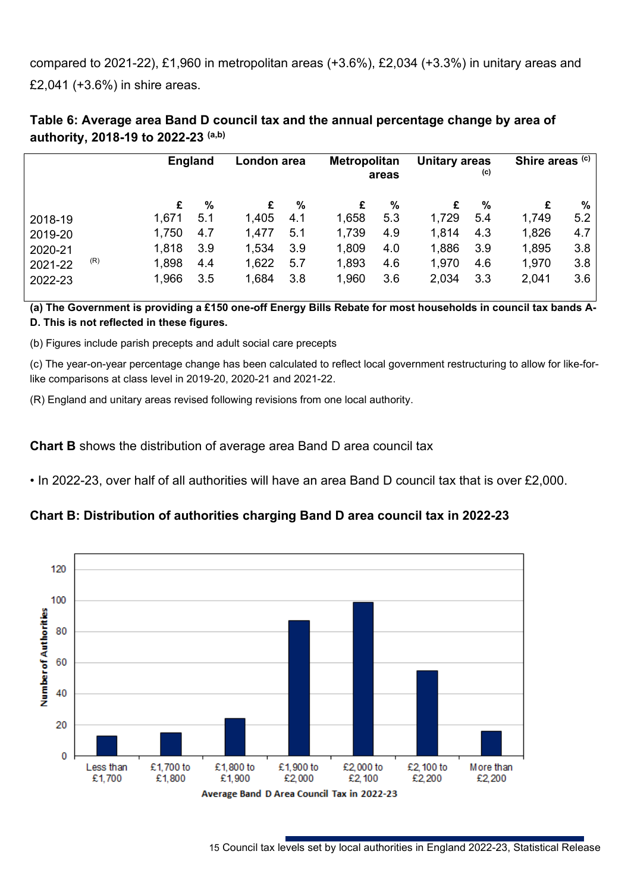compared to 2021-22), £1,960 in metropolitan areas (+3.6%), £2,034 (+3.3%) in unitary areas and £2,041 (+3.6%) in shire areas.

**Table 6: Average area Band D council tax and the annual percentage change by area of authority, 2018-19 to 2022-23 (a,b)**

| | England | | London area | | Metropolitan areas | | Unitary areas (c) | | Shire areas (c) | |
|---|---|---|---|---|---|---|---|---|---|---|
| | £ | % | £ | % | £ | % | £ | % | £ | % |
| 2018-19 | 1,671 | 5.1 | 1,405 | 4.1 | 1,658 | 5.3 | 1,729 | 5.4 | 1,749 | 5.2 |
| 2019-20 | 1,750 | 4.7 | 1,477 | 5.1 | 1,739 | 4.9 | 1,814 | 4.3 | 1,826 | 4.7 |
| 2020-21 | 1,818 | 3.9 | 1,534 | 3.9 | 1,809 | 4.0 | 1,886 | 3.9 | 1,895 | 3.8 |
| 2021-22 (R) | 1,898 | 4.4 | 1,622 | 5.7 | 1,893 | 4.6 | 1,970 | 4.6 | 1,970 | 3.8 |
| 2022-23 | 1,966 | 3.5 | 1,684 | 3.8 | 1,960 | 3.6 | 2,034 | 3.3 | 2,041 | 3.6 |

**(a) The Government is providing a £150 one-off Energy Bills Rebate for most households in council tax bands A-D. This is not reflected in these figures.**

(b) Figures include parish precepts and adult social care precepts

(c) The year-on-year percentage change has been calculated to reflect local government restructuring to allow for like-for-like comparisons at class level in 2019-20, 2020-21 and 2021-22.

(R) England and unitary areas revised following revisions from one local authority.

**Chart B** shows the distribution of average area Band D area council tax

- In 2022-23, over half of all authorities will have an area Band D council tax that is over £2,000.

**Chart B: Distribution of authorities charging Band D area council tax in 2022-23**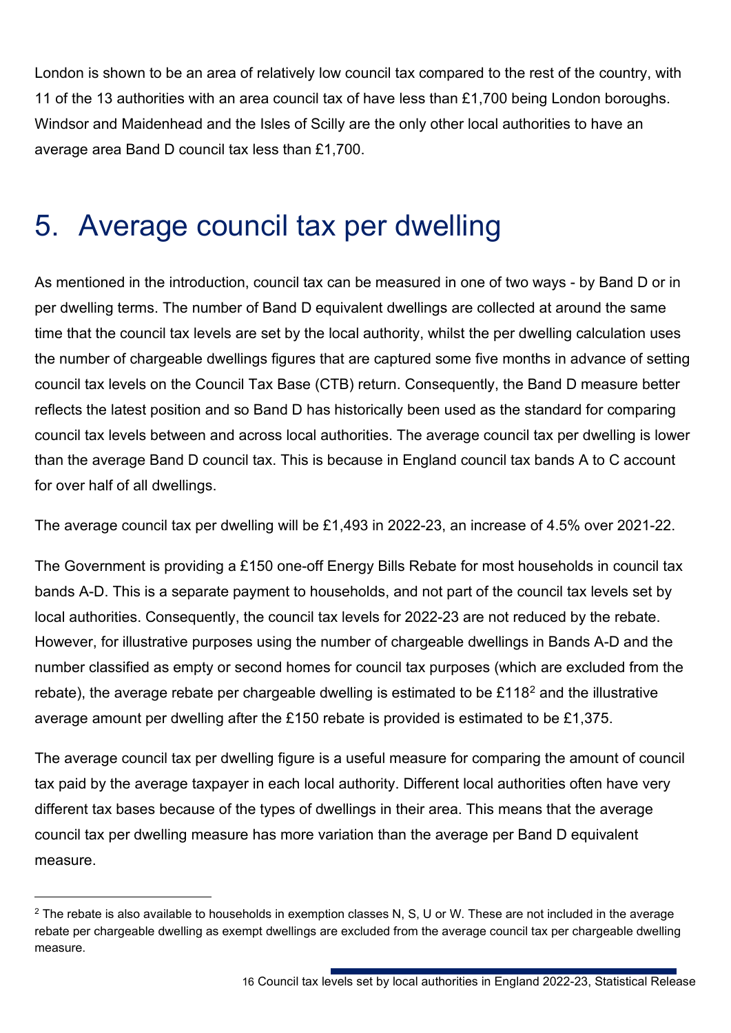London is shown to be an area of relatively low council tax compared to the rest of the country, with 11 of the 13 authorities with an area council tax of have less than £1,700 being London boroughs. Windsor and Maidenhead and the Isles of Scilly are the only other local authorities to have an average area Band D council tax less than £1,700.

# 5. Average council tax per dwelling

As mentioned in the introduction, council tax can be measured in one of two ways - by Band D or in per dwelling terms. The number of Band D equivalent dwellings are collected at around the same time that the council tax levels are set by the local authority, whilst the per dwelling calculation uses the number of chargeable dwellings figures that are captured some five months in advance of setting council tax levels on the Council Tax Base (CTB) return. Consequently, the Band D measure better reflects the latest position and so Band D has historically been used as the standard for comparing council tax levels between and across local authorities. The average council tax per dwelling is lower than the average Band D council tax. This is because in England council tax bands A to C account for over half of all dwellings.

The average council tax per dwelling will be £1,493 in 2022-23, an increase of 4.5% over 2021-22.

The Government is providing a £150 one-off Energy Bills Rebate for most households in council tax bands A-D. This is a separate payment to households, and not part of the council tax levels set by local authorities. Consequently, the council tax levels for 2022-23 are not reduced by the rebate. However, for illustrative purposes using the number of chargeable dwellings in Bands A-D and the number classified as empty or second homes for council tax purposes (which are excluded from the rebate), the average rebate per chargeable dwelling is estimated to be £118[2] and the illustrative average amount per dwelling after the £150 rebate is provided is estimated to be £1,375.

The average council tax per dwelling figure is a useful measure for comparing the amount of council tax paid by the average taxpayer in each local authority. Different local authorities often have very different tax bases because of the types of dwellings in their area. This means that the average council tax per dwelling measure has more variation than the average per Band D equivalent measure.

---

[2] The rebate is also available to households in exemption classes N, S, U or W. These are not included in the average rebate per chargeable dwelling as exempt dwellings are excluded from the average council tax per chargeable dwelling measure.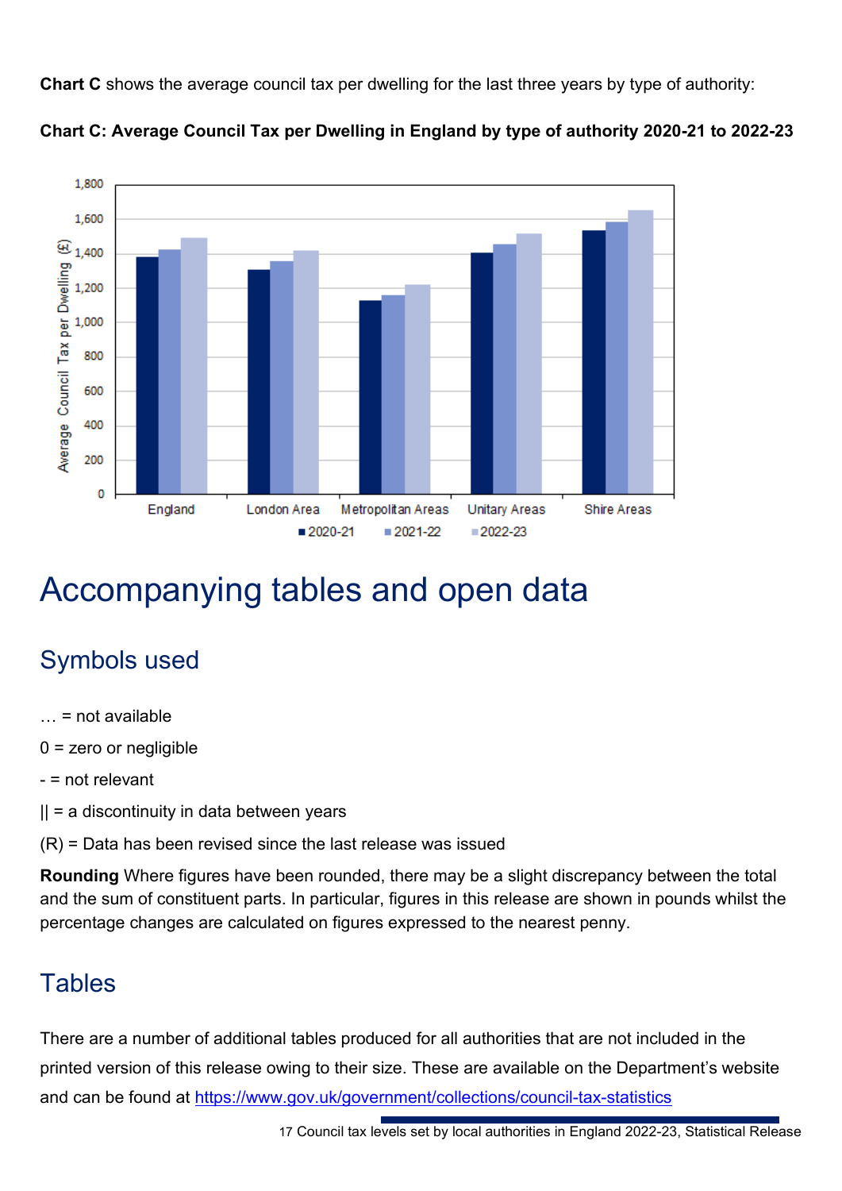**Chart C** shows the average council tax per dwelling for the last three years by type of authority:

**Chart C: Average Council Tax per Dwelling in England by type of authority 2020-21 to 2022-23**

# Accompanying tables and open data

## Symbols used

… = not available

0 = zero or negligible

- = not relevant

|| = a discontinuity in data between years

(R) = Data has been revised since the last release was issued

**Rounding** Where figures have been rounded, there may be a slight discrepancy between the total and the sum of constituent parts. In particular, figures in this release are shown in pounds whilst the percentage changes are calculated on figures expressed to the nearest penny.

## Tables

There are a number of additional tables produced for all authorities that are not included in the printed version of this release owing to their size. These are available on the Department's website and can be found at https://www.gov.uk/government/collections/council-tax-statistics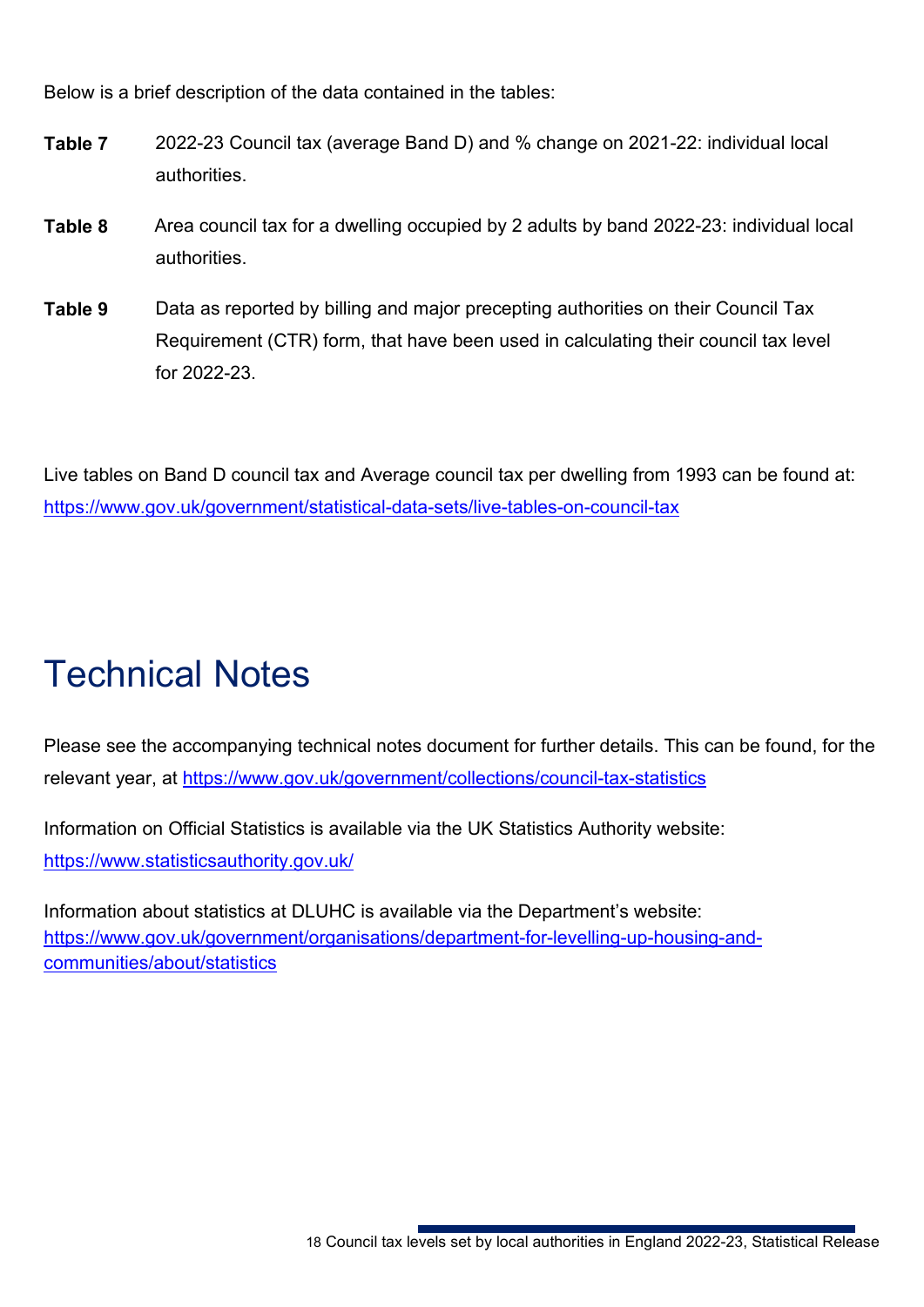Below is a brief description of the data contained in the tables:

**Table 7** 2022-23 Council tax (average Band D) and % change on 2021-22: individual local authorities.

**Table 8** Area council tax for a dwelling occupied by 2 adults by band 2022-23: individual local authorities.

**Table 9** Data as reported by billing and major precepting authorities on their Council Tax Requirement (CTR) form, that have been used in calculating their council tax level for 2022-23.

Live tables on Band D council tax and Average council tax per dwelling from 1993 can be found at: https://www.gov.uk/government/statistical-data-sets/live-tables-on-council-tax

# Technical Notes

Please see the accompanying technical notes document for further details. This can be found, for the relevant year, at https://www.gov.uk/government/collections/council-tax-statistics

Information on Official Statistics is available via the UK Statistics Authority website: https://www.statisticsauthority.gov.uk/

Information about statistics at DLUHC is available via the Department's website: https://www.gov.uk/government/organisations/department-for-levelling-up-housing-and-communities/about/statistics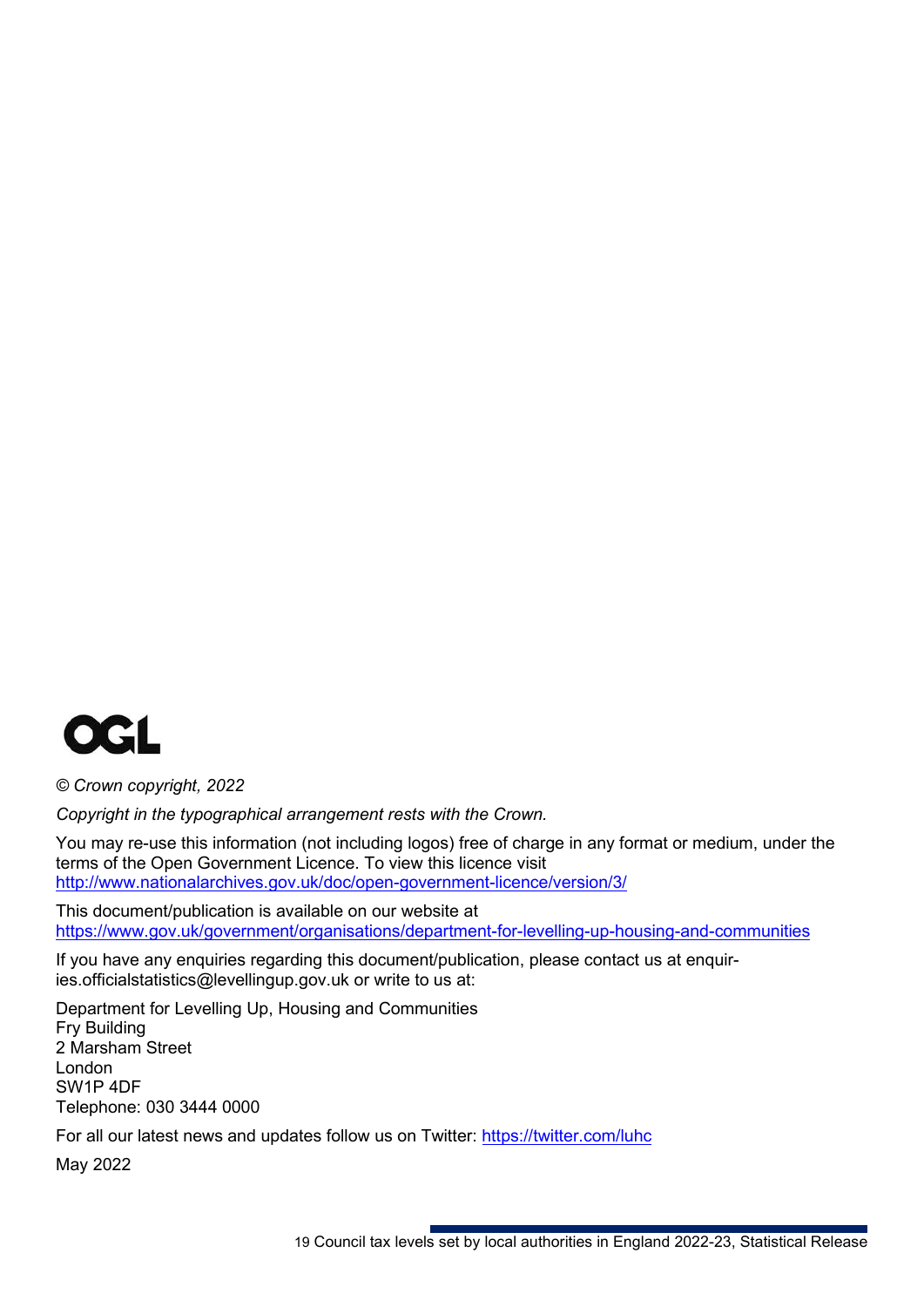OGL

*© Crown copyright, 2022*

*Copyright in the typographical arrangement rests with the Crown.*

You may re-use this information (not including logos) free of charge in any format or medium, under the terms of the Open Government Licence. To view this licence visit
http://www.nationalarchives.gov.uk/doc/open-government-licence/version/3/

This document/publication is available on our website at
https://www.gov.uk/government/organisations/department-for-levelling-up-housing-and-communities

If you have any enquiries regarding this document/publication, please contact us at enquiries.officialstatistics@levellingup.gov.uk or write to us at:

Department for Levelling Up, Housing and Communities
Fry Building
2 Marsham Street
London
SW1P 4DF
Telephone: 030 3444 0000

For all our latest news and updates follow us on Twitter: https://twitter.com/luhc

May 2022